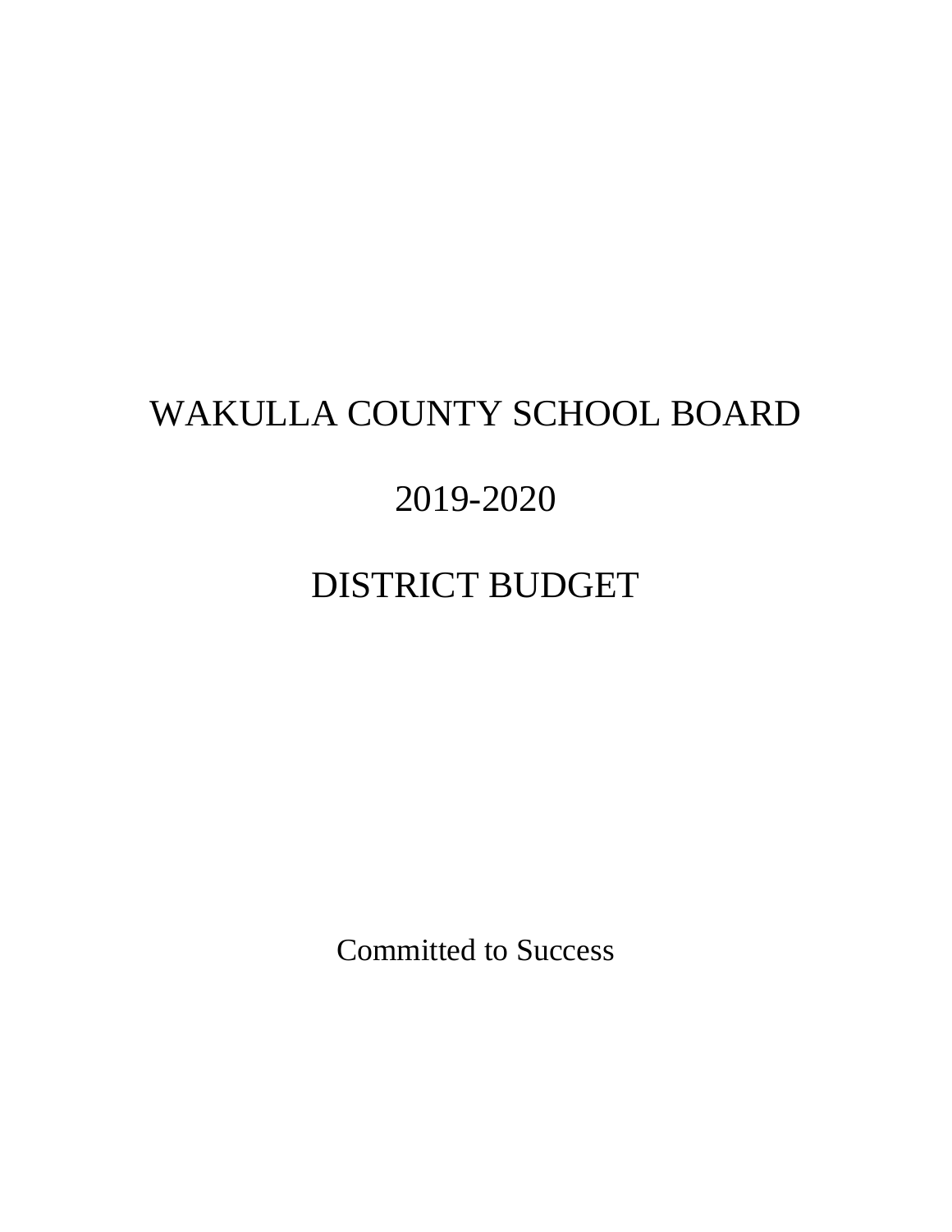# WAKULLA COUNTY SCHOOL BOARD

# 2019-2020

# DISTRICT BUDGET

Committed to Success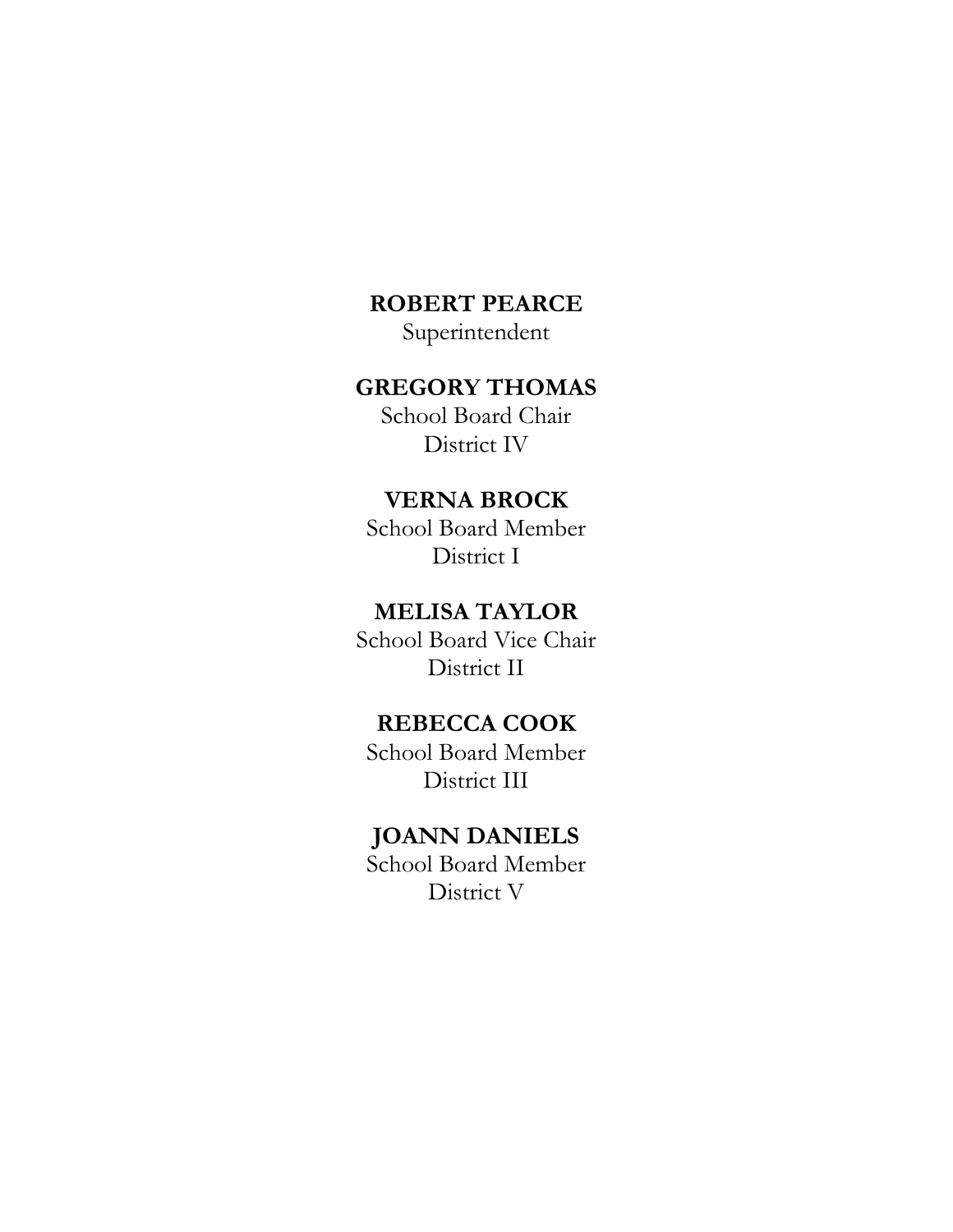**ROBERT PEARCE**
Superintendent

**GREGORY THOMAS**
School Board Chair
District IV

**VERNA BROCK**
School Board Member
District I

**MELISA TAYLOR**
School Board Vice Chair
District II

**REBECCA COOK**
School Board Member
District III

**JOANN DANIELS**
School Board Member
District V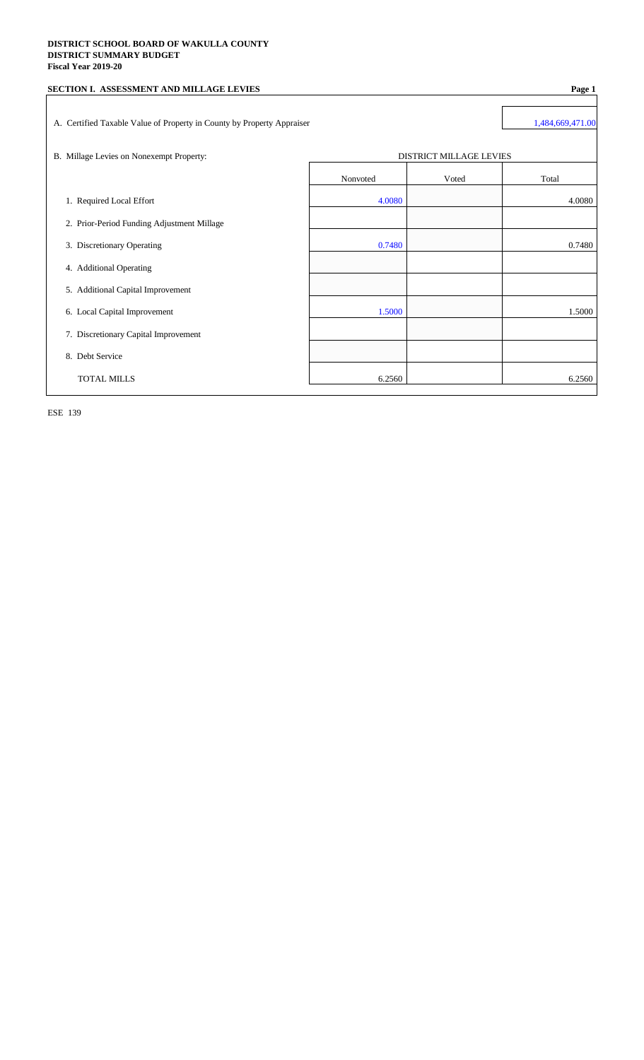**DISTRICT SCHOOL BOARD OF WAKULLA COUNTY**
**DISTRICT SUMMARY BUDGET**
**Fiscal Year 2019-20**

## SECTION I. ASSESSMENT AND MILLAGE LEVIES

A. Certified Taxable Value of Property in County by Property Appraiser: 1,484,669,471.00

B. Millage Levies on Nonexempt Property:

| | DISTRICT MILLAGE LEVIES | | |
|---|---|---|---|
| | Nonvoted | Voted | Total |
| 1. Required Local Effort | 4.0080 | | 4.0080 |
| 2. Prior-Period Funding Adjustment Millage | | | |
| 3. Discretionary Operating | 0.7480 | | 0.7480 |
| 4. Additional Operating | | | |
| 5. Additional Capital Improvement | | | |
| 6. Local Capital Improvement | 1.5000 | | 1.5000 |
| 7. Discretionary Capital Improvement | | | |
| 8. Debt Service | | | |
| TOTAL MILLS | 6.2560 | | 6.2560 |

ESE 139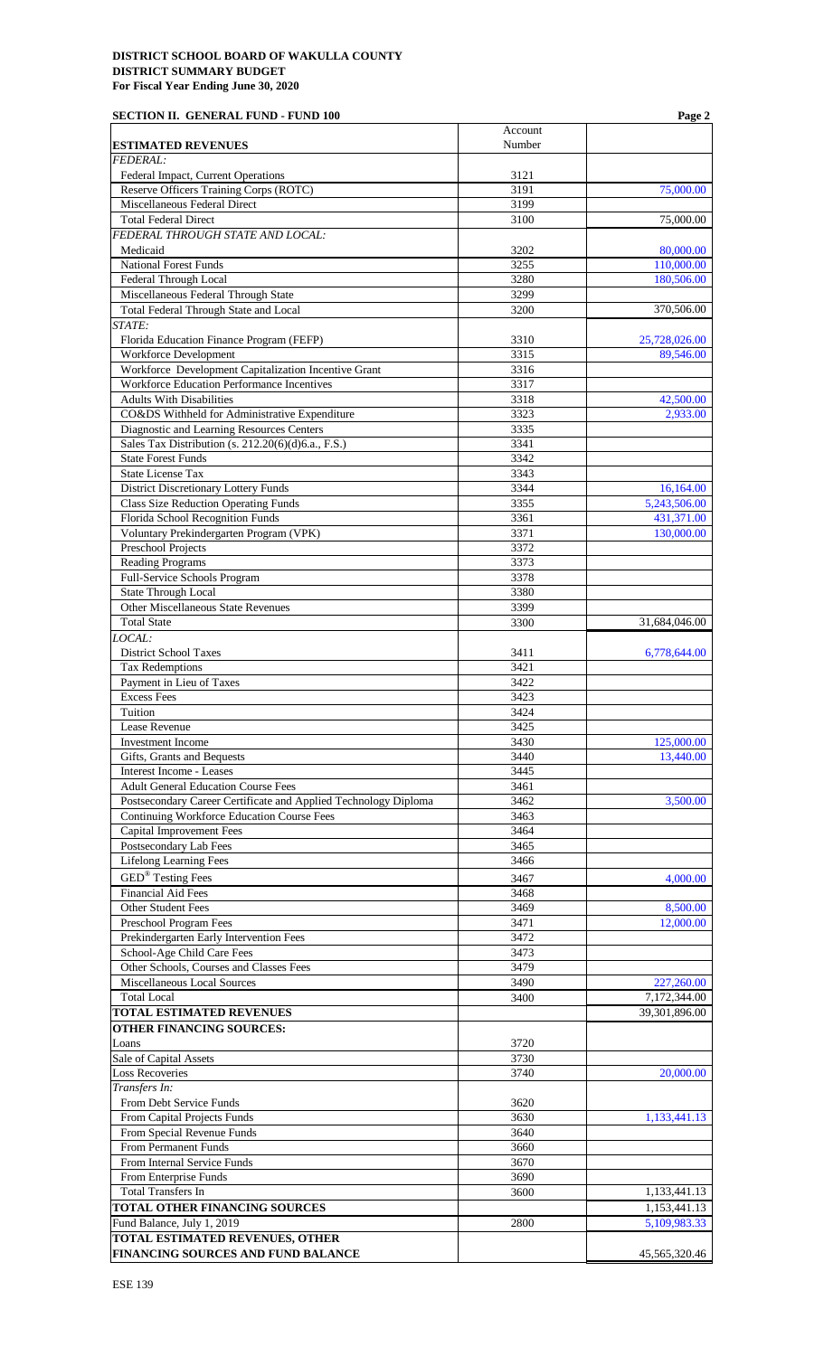**DISTRICT SCHOOL BOARD OF WAKULLA COUNTY**
**DISTRICT SUMMARY BUDGET**
**For Fiscal Year Ending June 30, 2020**

**SECTION II. GENERAL FUND - FUND 100**

| ESTIMATED REVENUES | Account Number | |
|---|---|---|
| *FEDERAL:* | | |
| Federal Impact, Current Operations | 3121 | |
| Reserve Officers Training Corps (ROTC) | 3191 | 75,000.00 |
| Miscellaneous Federal Direct | 3199 | |
| Total Federal Direct | 3100 | 75,000.00 |
| *FEDERAL THROUGH STATE AND LOCAL:* | | |
| Medicaid | 3202 | 80,000.00 |
| National Forest Funds | 3255 | 110,000.00 |
| Federal Through Local | 3280 | 180,506.00 |
| Miscellaneous Federal Through State | 3299 | |
| Total Federal Through State and Local | 3200 | 370,506.00 |
| *STATE:* | | |
| Florida Education Finance Program (FEFP) | 3310 | 25,728,026.00 |
| Workforce Development | 3315 | 89,546.00 |
| Workforce Development Capitalization Incentive Grant | 3316 | |
| Workforce Education Performance Incentives | 3317 | |
| Adults With Disabilities | 3318 | 42,500.00 |
| CO&DS Withheld for Administrative Expenditure | 3323 | 2,933.00 |
| Diagnostic and Learning Resources Centers | 3335 | |
| Sales Tax Distribution (s. 212.20(6)(d)6.a., F.S.) | 3341 | |
| State Forest Funds | 3342 | |
| State License Tax | 3343 | |
| District Discretionary Lottery Funds | 3344 | 16,164.00 |
| Class Size Reduction Operating Funds | 3355 | 5,243,506.00 |
| Florida School Recognition Funds | 3361 | 431,371.00 |
| Voluntary Prekindergarten Program (VPK) | 3371 | 130,000.00 |
| Preschool Projects | 3372 | |
| Reading Programs | 3373 | |
| Full-Service Schools Program | 3378 | |
| State Through Local | 3380 | |
| Other Miscellaneous State Revenues | 3399 | |
| Total State | 3300 | 31,684,046.00 |
| *LOCAL:* | | |
| District School Taxes | 3411 | 6,778,644.00 |
| Tax Redemptions | 3421 | |
| Payment in Lieu of Taxes | 3422 | |
| Excess Fees | 3423 | |
| Tuition | 3424 | |
| Lease Revenue | 3425 | |
| Investment Income | 3430 | 125,000.00 |
| Gifts, Grants and Bequests | 3440 | 13,440.00 |
| Interest Income - Leases | 3445 | |
| Adult General Education Course Fees | 3461 | |
| Postsecondary Career Certificate and Applied Technology Diploma | 3462 | 3,500.00 |
| Continuing Workforce Education Course Fees | 3463 | |
| Capital Improvement Fees | 3464 | |
| Postsecondary Lab Fees | 3465 | |
| Lifelong Learning Fees | 3466 | |
| GED® Testing Fees | 3467 | 4,000.00 |
| Financial Aid Fees | 3468 | |
| Other Student Fees | 3469 | 8,500.00 |
| Preschool Program Fees | 3471 | 12,000.00 |
| Prekindergarten Early Intervention Fees | 3472 | |
| School-Age Child Care Fees | 3473 | |
| Other Schools, Courses and Classes Fees | 3479 | |
| Miscellaneous Local Sources | 3490 | 227,260.00 |
| Total Local | 3400 | 7,172,344.00 |
| **TOTAL ESTIMATED REVENUES** | | 39,301,896.00 |
| **OTHER FINANCING SOURCES:** | | |
| Loans | 3720 | |
| Sale of Capital Assets | 3730 | |
| Loss Recoveries | 3740 | 20,000.00 |
| *Transfers In:* | | |
| From Debt Service Funds | 3620 | |
| From Capital Projects Funds | 3630 | 1,133,441.13 |
| From Special Revenue Funds | 3640 | |
| From Permanent Funds | 3660 | |
| From Internal Service Funds | 3670 | |
| From Enterprise Funds | 3690 | |
| Total Transfers In | 3600 | 1,133,441.13 |
| **TOTAL OTHER FINANCING SOURCES** | | 1,153,441.13 |
| Fund Balance, July 1, 2019 | 2800 | 5,109,983.33 |
| **TOTAL ESTIMATED REVENUES, OTHER FINANCING SOURCES AND FUND BALANCE** | | 45,565,320.46 |

ESE 139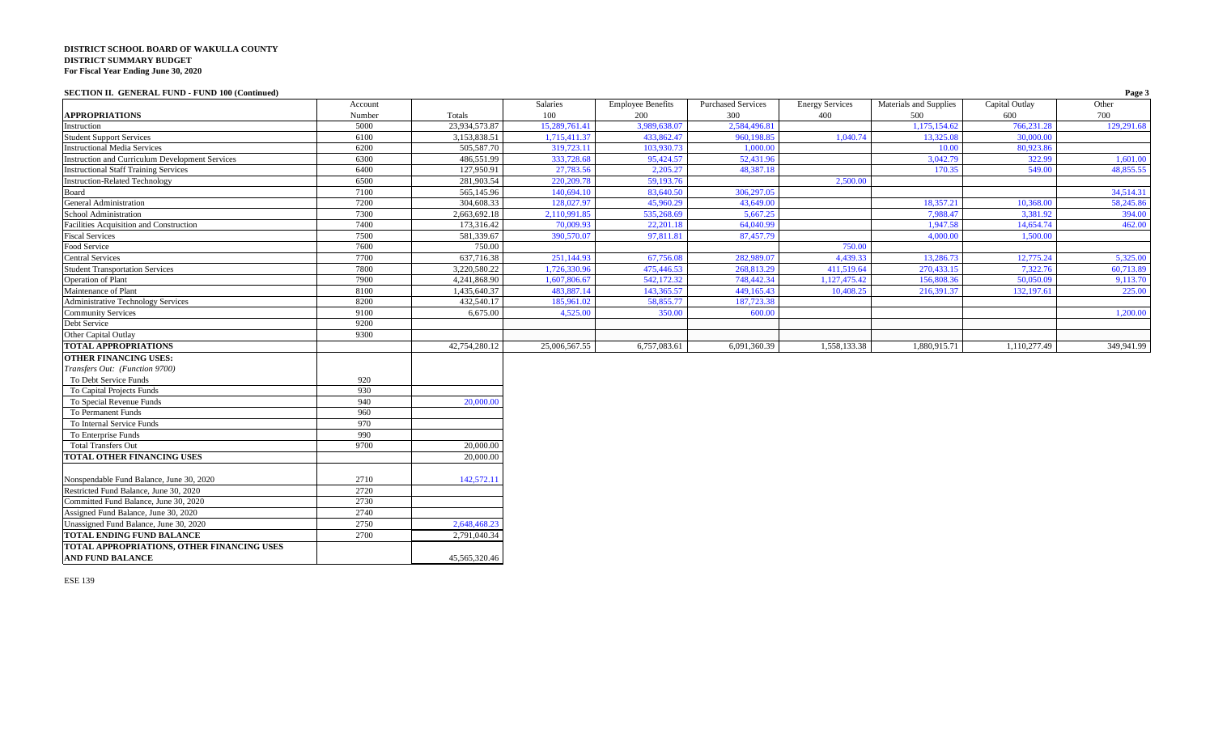**DISTRICT SCHOOL BOARD OF WAKULLA COUNTY**
**DISTRICT SUMMARY BUDGET**
**For Fiscal Year Ending June 30, 2020**

**SECTION II. GENERAL FUND - FUND 100 (Continued)**

| APPROPRIATIONS | Account Number | Totals | Salaries 100 | Employee Benefits 200 | Purchased Services 300 | Energy Services 400 | Materials and Supplies 500 | Capital Outlay 600 | Other 700 |
|---|---|---|---|---|---|---|---|---|---|
| Instruction | 5000 | 23,934,573.87 | 15,289,761.41 | 3,989,638.07 | 2,584,496.81 | | 1,175,154.62 | 766,231.28 | 129,291.68 |
| Student Support Services | 6100 | 3,153,838.51 | 1,715,411.37 | 433,862.47 | 960,198.85 | 1,040.74 | 13,325.08 | 30,000.00 | |
| Instructional Media Services | 6200 | 505,587.70 | 319,723.11 | 103,930.73 | 1,000.00 | | 10.00 | 80,923.86 | |
| Instruction and Curriculum Development Services | 6300 | 486,551.99 | 333,728.68 | 95,424.57 | 52,431.96 | | 3,042.79 | 322.99 | 1,601.00 |
| Instructional Staff Training Services | 6400 | 127,950.91 | 27,783.56 | 2,205.27 | 48,387.18 | | 170.35 | 549.00 | 48,855.55 |
| Instruction-Related Technology | 6500 | 281,903.54 | 220,209.78 | 59,193.76 | | 2,500.00 | | | |
| Board | 7100 | 565,145.96 | 140,694.10 | 83,640.50 | 306,297.05 | | | | 34,514.31 |
| General Administration | 7200 | 304,608.33 | 128,027.97 | 45,960.29 | 43,649.00 | | 18,357.21 | 10,368.00 | 58,245.86 |
| School Administration | 7300 | 2,663,692.18 | 2,110,991.85 | 535,268.69 | 5,667.25 | | 7,988.47 | 3,381.92 | 394.00 |
| Facilities Acquisition and Construction | 7400 | 173,316.42 | 70,009.93 | 22,201.18 | 64,040.99 | | 1,947.58 | 14,654.74 | 462.00 |
| Fiscal Services | 7500 | 581,339.67 | 390,570.07 | 97,811.81 | 87,457.79 | | 4,000.00 | 1,500.00 | |
| Food Service | 7600 | 750.00 | | | | 750.00 | | | |
| Central Services | 7700 | 637,716.38 | 251,144.93 | 67,756.08 | 282,989.07 | 4,439.33 | 13,286.73 | 12,775.24 | 5,325.00 |
| Student Transportation Services | 7800 | 3,220,580.22 | 1,726,330.96 | 475,446.53 | 268,813.29 | 411,519.64 | 270,433.15 | 7,322.76 | 60,713.89 |
| Operation of Plant | 7900 | 4,241,868.90 | 1,607,806.67 | 542,172.32 | 748,442.34 | 1,127,475.42 | 156,808.36 | 50,050.09 | 9,113.70 |
| Maintenance of Plant | 8100 | 1,435,640.37 | 483,887.14 | 143,365.57 | 449,165.43 | 10,408.25 | 216,391.37 | 132,197.61 | 225.00 |
| Administrative Technology Services | 8200 | 432,540.17 | 185,961.02 | 58,855.77 | 187,723.38 | | | | |
| Community Services | 9100 | 6,675.00 | 4,525.00 | 350.00 | 600.00 | | | | 1,200.00 |
| Debt Service | 9200 | | | | | | | | |
| Other Capital Outlay | 9300 | | | | | | | | |
| **TOTAL APPROPRIATIONS** | | 42,754,280.12 | 25,006,567.55 | 6,757,083.61 | 6,091,360.39 | 1,558,133.38 | 1,880,915.71 | 1,110,277.49 | 349,941.99 |

| | Account Number | Totals |
|---|---|---|
| **OTHER FINANCING USES:** | | |
| *Transfers Out: (Function 9700)* | | |
| To Debt Service Funds | 920 | |
| To Capital Projects Funds | 930 | |
| To Special Revenue Funds | 940 | 20,000.00 |
| To Permanent Funds | 960 | |
| To Internal Service Funds | 970 | |
| To Enterprise Funds | 990 | |
| Total Transfers Out | 9700 | 20,000.00 |
| **TOTAL OTHER FINANCING USES** | | 20,000.00 |
| Nonspendable Fund Balance, June 30, 2020 | 2710 | 142,572.11 |
| Restricted Fund Balance, June 30, 2020 | 2720 | |
| Committed Fund Balance, June 30, 2020 | 2730 | |
| Assigned Fund Balance, June 30, 2020 | 2740 | |
| Unassigned Fund Balance, June 30, 2020 | 2750 | 2,648,468.23 |
| **TOTAL ENDING FUND BALANCE** | 2700 | 2,791,040.34 |
| **TOTAL APPROPRIATIONS, OTHER FINANCING USES AND FUND BALANCE** | | 45,565,320.46 |

ESE 139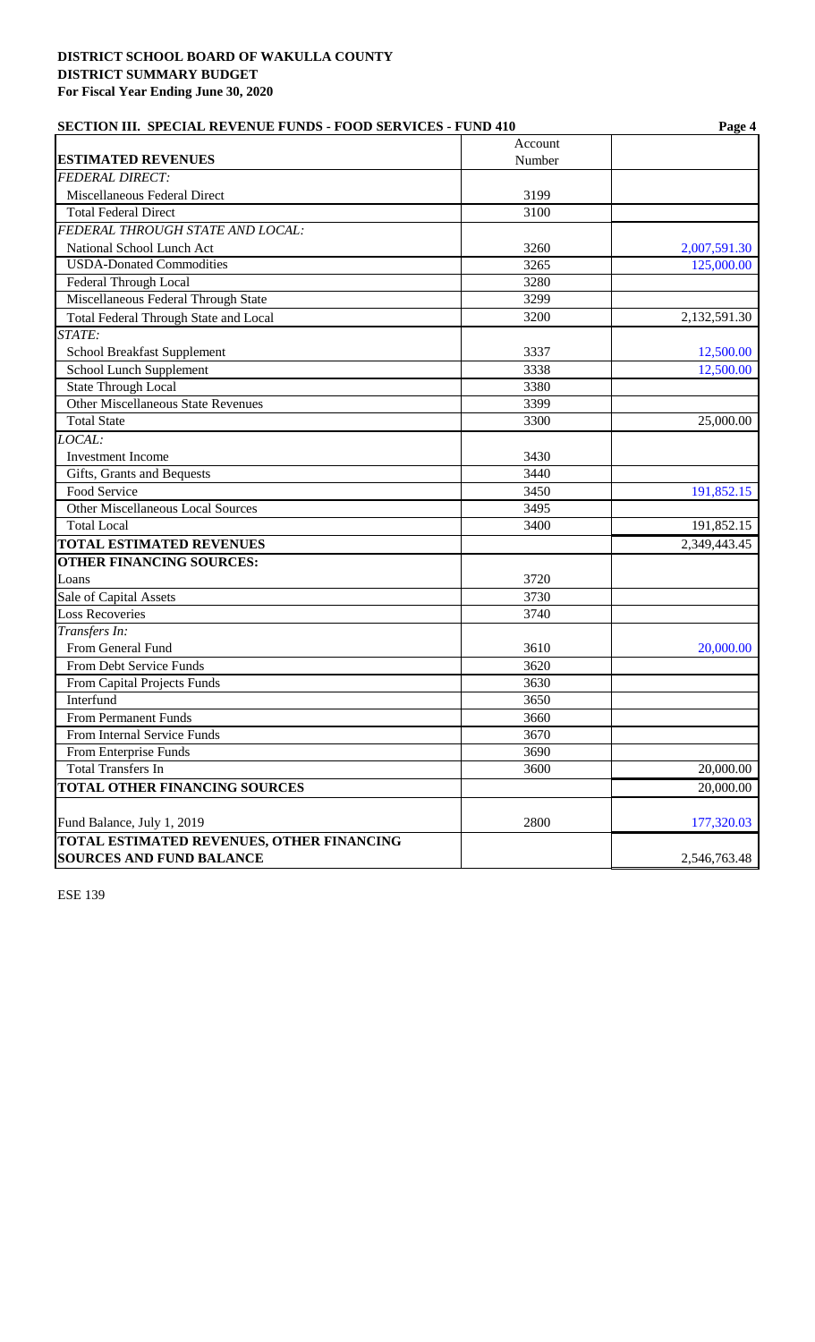**DISTRICT SCHOOL BOARD OF WAKULLA COUNTY**
**DISTRICT SUMMARY BUDGET**
**For Fiscal Year Ending June 30, 2020**

**SECTION III. SPECIAL REVENUE FUNDS - FOOD SERVICES - FUND 410**

| ESTIMATED REVENUES | Account Number | |
|---|---|---|
| *FEDERAL DIRECT:* | | |
| Miscellaneous Federal Direct | 3199 | |
| Total Federal Direct | 3100 | |
| *FEDERAL THROUGH STATE AND LOCAL:* | | |
| National School Lunch Act | 3260 | 2,007,591.30 |
| USDA-Donated Commodities | 3265 | 125,000.00 |
| Federal Through Local | 3280 | |
| Miscellaneous Federal Through State | 3299 | |
| Total Federal Through State and Local | 3200 | 2,132,591.30 |
| *STATE:* | | |
| School Breakfast Supplement | 3337 | 12,500.00 |
| School Lunch Supplement | 3338 | 12,500.00 |
| State Through Local | 3380 | |
| Other Miscellaneous State Revenues | 3399 | |
| Total State | 3300 | 25,000.00 |
| *LOCAL:* | | |
| Investment Income | 3430 | |
| Gifts, Grants and Bequests | 3440 | |
| Food Service | 3450 | 191,852.15 |
| Other Miscellaneous Local Sources | 3495 | |
| Total Local | 3400 | 191,852.15 |
| **TOTAL ESTIMATED REVENUES** | | 2,349,443.45 |
| **OTHER FINANCING SOURCES:** | | |
| Loans | 3720 | |
| Sale of Capital Assets | 3730 | |
| Loss Recoveries | 3740 | |
| *Transfers In:* | | |
| From General Fund | 3610 | 20,000.00 |
| From Debt Service Funds | 3620 | |
| From Capital Projects Funds | 3630 | |
| Interfund | 3650 | |
| From Permanent Funds | 3660 | |
| From Internal Service Funds | 3670 | |
| From Enterprise Funds | 3690 | |
| Total Transfers In | 3600 | 20,000.00 |
| **TOTAL OTHER FINANCING SOURCES** | | 20,000.00 |
| Fund Balance, July 1, 2019 | 2800 | 177,320.03 |
| **TOTAL ESTIMATED REVENUES, OTHER FINANCING SOURCES AND FUND BALANCE** | | 2,546,763.48 |

ESE 139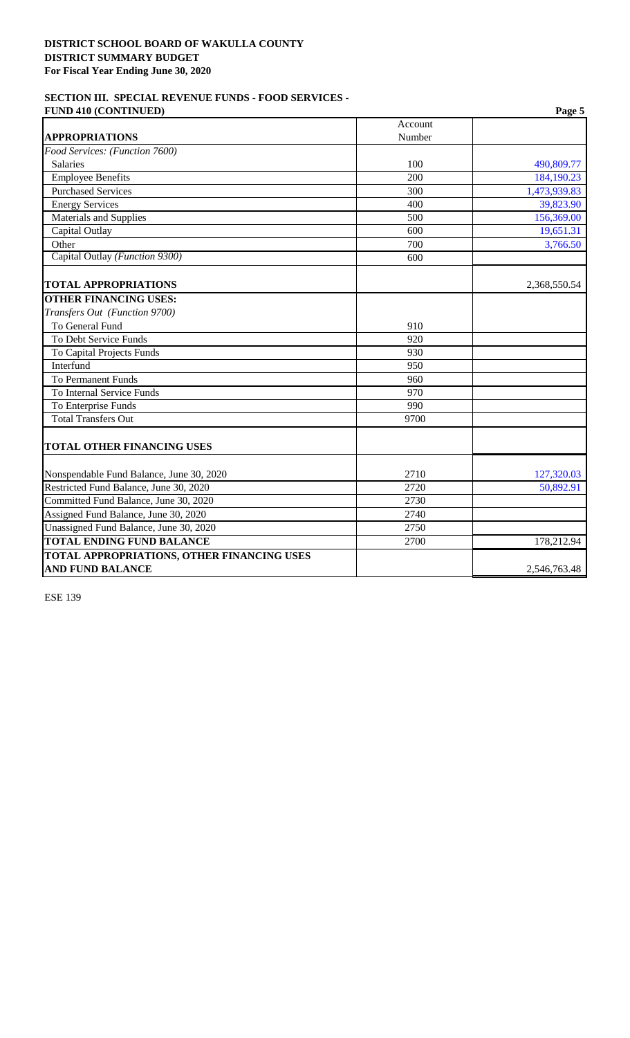**DISTRICT SCHOOL BOARD OF WAKULLA COUNTY**
**DISTRICT SUMMARY BUDGET**
**For Fiscal Year Ending June 30, 2020**

**SECTION III. SPECIAL REVENUE FUNDS - FOOD SERVICES - FUND 410 (CONTINUED)**

| **APPROPRIATIONS** | Account Number | |
|---|---|---|
| *Food Services: (Function 7600)* | | |
| Salaries | 100 | 490,809.77 |
| Employee Benefits | 200 | 184,190.23 |
| Purchased Services | 300 | 1,473,939.83 |
| Energy Services | 400 | 39,823.90 |
| Materials and Supplies | 500 | 156,369.00 |
| Capital Outlay | 600 | 19,651.31 |
| Other | 700 | 3,766.50 |
| Capital Outlay *(Function 9300)* | 600 | |
| **TOTAL APPROPRIATIONS** | | 2,368,550.54 |
| **OTHER FINANCING USES:** | | |
| *Transfers Out (Function 9700)* | | |
| To General Fund | 910 | |
| To Debt Service Funds | 920 | |
| To Capital Projects Funds | 930 | |
| Interfund | 950 | |
| To Permanent Funds | 960 | |
| To Internal Service Funds | 970 | |
| To Enterprise Funds | 990 | |
| Total Transfers Out | 9700 | |
| **TOTAL OTHER FINANCING USES** | | |
| Nonspendable Fund Balance, June 30, 2020 | 2710 | 127,320.03 |
| Restricted Fund Balance, June 30, 2020 | 2720 | 50,892.91 |
| Committed Fund Balance, June 30, 2020 | 2730 | |
| Assigned Fund Balance, June 30, 2020 | 2740 | |
| Unassigned Fund Balance, June 30, 2020 | 2750 | |
| **TOTAL ENDING FUND BALANCE** | 2700 | 178,212.94 |
| **TOTAL APPROPRIATIONS, OTHER FINANCING USES AND FUND BALANCE** | | 2,546,763.48 |

ESE 139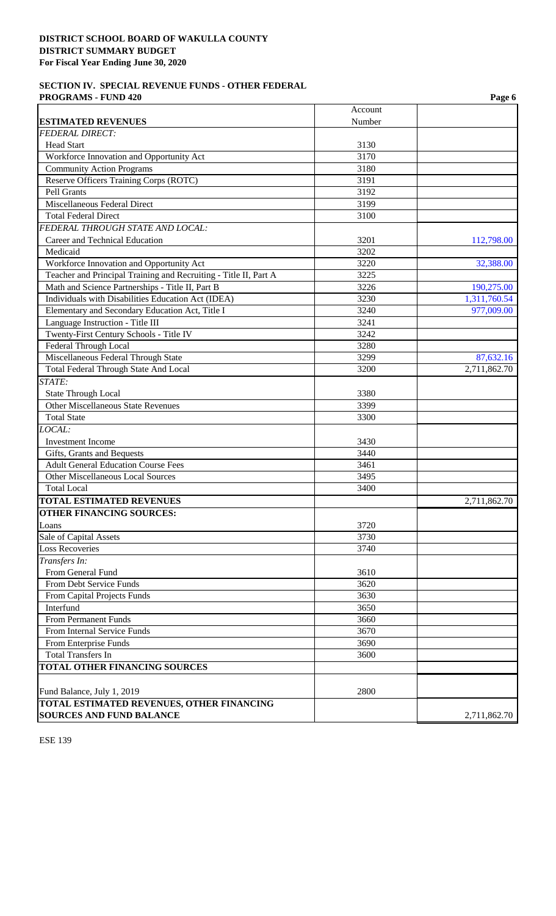**DISTRICT SCHOOL BOARD OF WAKULLA COUNTY**
**DISTRICT SUMMARY BUDGET**
**For Fiscal Year Ending June 30, 2020**

**SECTION IV. SPECIAL REVENUE FUNDS - OTHER FEDERAL PROGRAMS - FUND 420**

| **ESTIMATED REVENUES** | Account Number | |
|---|---|---|
| *FEDERAL DIRECT:* | | |
| Head Start | 3130 | |
| Workforce Innovation and Opportunity Act | 3170 | |
| Community Action Programs | 3180 | |
| Reserve Officers Training Corps (ROTC) | 3191 | |
| Pell Grants | 3192 | |
| Miscellaneous Federal Direct | 3199 | |
| Total Federal Direct | 3100 | |
| *FEDERAL THROUGH STATE AND LOCAL:* | | |
| Career and Technical Education | 3201 | 112,798.00 |
| Medicaid | 3202 | |
| Workforce Innovation and Opportunity Act | 3220 | 32,388.00 |
| Teacher and Principal Training and Recruiting - Title II, Part A | 3225 | |
| Math and Science Partnerships - Title II, Part B | 3226 | 190,275.00 |
| Individuals with Disabilities Education Act (IDEA) | 3230 | 1,311,760.54 |
| Elementary and Secondary Education Act, Title I | 3240 | 977,009.00 |
| Language Instruction - Title III | 3241 | |
| Twenty-First Century Schools - Title IV | 3242 | |
| Federal Through Local | 3280 | |
| Miscellaneous Federal Through State | 3299 | 87,632.16 |
| Total Federal Through State And Local | 3200 | 2,711,862.70 |
| *STATE:* | | |
| State Through Local | 3380 | |
| Other Miscellaneous State Revenues | 3399 | |
| Total State | 3300 | |
| *LOCAL:* | | |
| Investment Income | 3430 | |
| Gifts, Grants and Bequests | 3440 | |
| Adult General Education Course Fees | 3461 | |
| Other Miscellaneous Local Sources | 3495 | |
| Total Local | 3400 | |
| **TOTAL ESTIMATED REVENUES** | | 2,711,862.70 |
| **OTHER FINANCING SOURCES:** | | |
| Loans | 3720 | |
| Sale of Capital Assets | 3730 | |
| Loss Recoveries | 3740 | |
| *Transfers In:* | | |
| From General Fund | 3610 | |
| From Debt Service Funds | 3620 | |
| From Capital Projects Funds | 3630 | |
| Interfund | 3650 | |
| From Permanent Funds | 3660 | |
| From Internal Service Funds | 3670 | |
| From Enterprise Funds | 3690 | |
| Total Transfers In | 3600 | |
| **TOTAL OTHER FINANCING SOURCES** | | |
| Fund Balance, July 1, 2019 | 2800 | |
| **TOTAL ESTIMATED REVENUES, OTHER FINANCING SOURCES AND FUND BALANCE** | | 2,711,862.70 |

ESE 139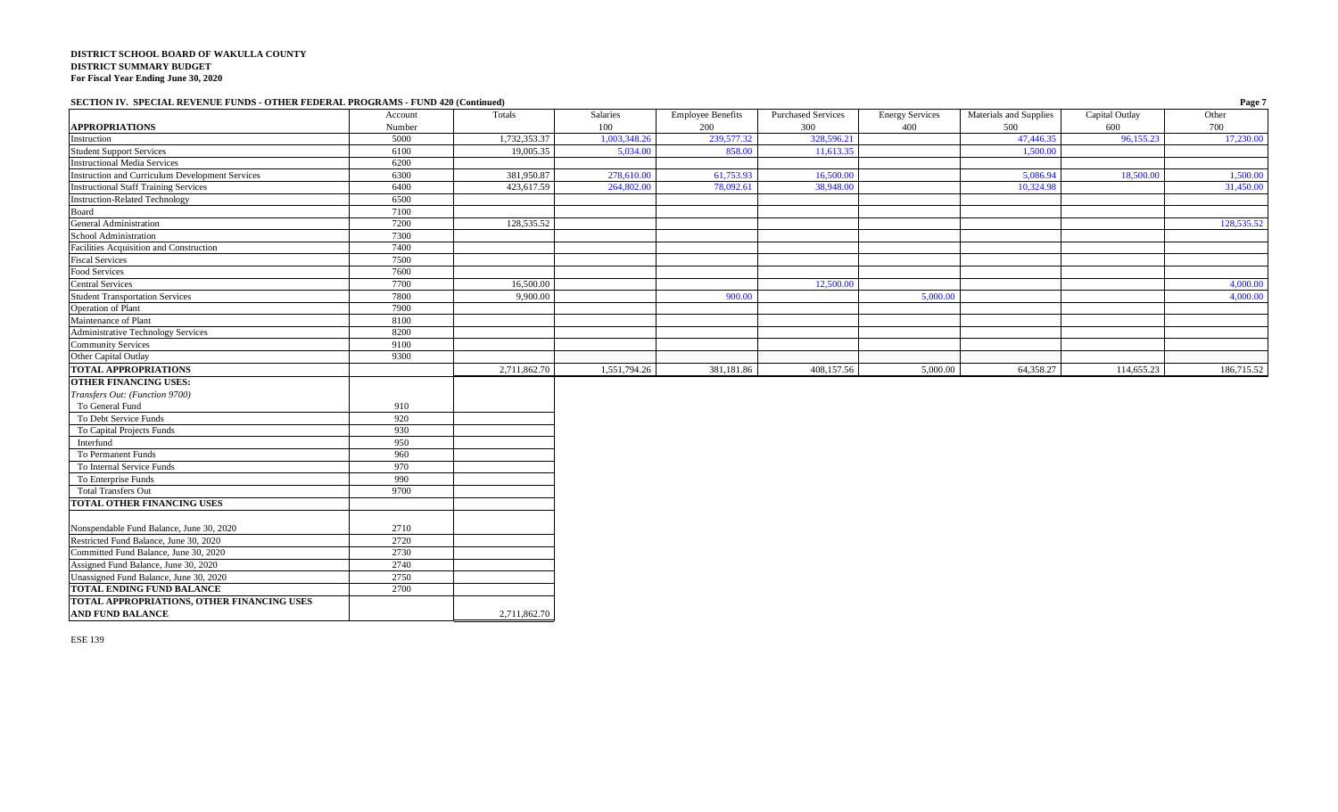**DISTRICT SCHOOL BOARD OF WAKULLA COUNTY**
**DISTRICT SUMMARY BUDGET**
**For Fiscal Year Ending June 30, 2020**

**SECTION IV. SPECIAL REVENUE FUNDS - OTHER FEDERAL PROGRAMS - FUND 420 (Continued)**

| **APPROPRIATIONS** | Account Number | Totals | Salaries 100 | Employee Benefits 200 | Purchased Services 300 | Energy Services 400 | Materials and Supplies 500 | Capital Outlay 600 | Other 700 |
|---|---|---|---|---|---|---|---|---|---|
| Instruction | 5000 | 1,732,353.37 | 1,003,348.26 | 239,577.32 | 328,596.21 | | 47,446.35 | 96,155.23 | 17,230.00 |
| Student Support Services | 6100 | 19,005.35 | 5,034.00 | 858.00 | 11,613.35 | | 1,500.00 | | |
| Instructional Media Services | 6200 | | | | | | | | |
| Instruction and Curriculum Development Services | 6300 | 381,950.87 | 278,610.00 | 61,753.93 | 16,500.00 | | 5,086.94 | 18,500.00 | 1,500.00 |
| Instructional Staff Training Services | 6400 | 423,617.59 | 264,802.00 | 78,092.61 | 38,948.00 | | 10,324.98 | | 31,450.00 |
| Instruction-Related Technology | 6500 | | | | | | | | |
| Board | 7100 | | | | | | | | |
| General Administration | 7200 | 128,535.52 | | | | | | | 128,535.52 |
| School Administration | 7300 | | | | | | | | |
| Facilities Acquisition and Construction | 7400 | | | | | | | | |
| Fiscal Services | 7500 | | | | | | | | |
| Food Services | 7600 | | | | | | | | |
| Central Services | 7700 | 16,500.00 | | | 12,500.00 | | | | 4,000.00 |
| Student Transportation Services | 7800 | 9,900.00 | | 900.00 | | 5,000.00 | | | 4,000.00 |
| Operation of Plant | 7900 | | | | | | | | |
| Maintenance of Plant | 8100 | | | | | | | | |
| Administrative Technology Services | 8200 | | | | | | | | |
| Community Services | 9100 | | | | | | | | |
| Other Capital Outlay | 9300 | | | | | | | | |
| **TOTAL APPROPRIATIONS** | | 2,711,862.70 | 1,551,794.26 | 381,181.86 | 408,157.56 | 5,000.00 | 64,358.27 | 114,655.23 | 186,715.52 |

| **OTHER FINANCING USES:** | Account Number | Totals |
|---|---|---|
| *Transfers Out: (Function 9700)* | | |
| To General Fund | 910 | |
| To Debt Service Funds | 920 | |
| To Capital Projects Funds | 930 | |
| Interfund | 950 | |
| To Permanent Funds | 960 | |
| To Internal Service Funds | 970 | |
| To Enterprise Funds | 990 | |
| Total Transfers Out | 9700 | |
| **TOTAL OTHER FINANCING USES** | | |
| Nonspendable Fund Balance, June 30, 2020 | 2710 | |
| Restricted Fund Balance, June 30, 2020 | 2720 | |
| Committed Fund Balance, June 30, 2020 | 2730 | |
| Assigned Fund Balance, June 30, 2020 | 2740 | |
| Unassigned Fund Balance, June 30, 2020 | 2750 | |
| **TOTAL ENDING FUND BALANCE** | 2700 | |
| **TOTAL APPROPRIATIONS, OTHER FINANCING USES AND FUND BALANCE** | | 2,711,862.70 |

ESE 139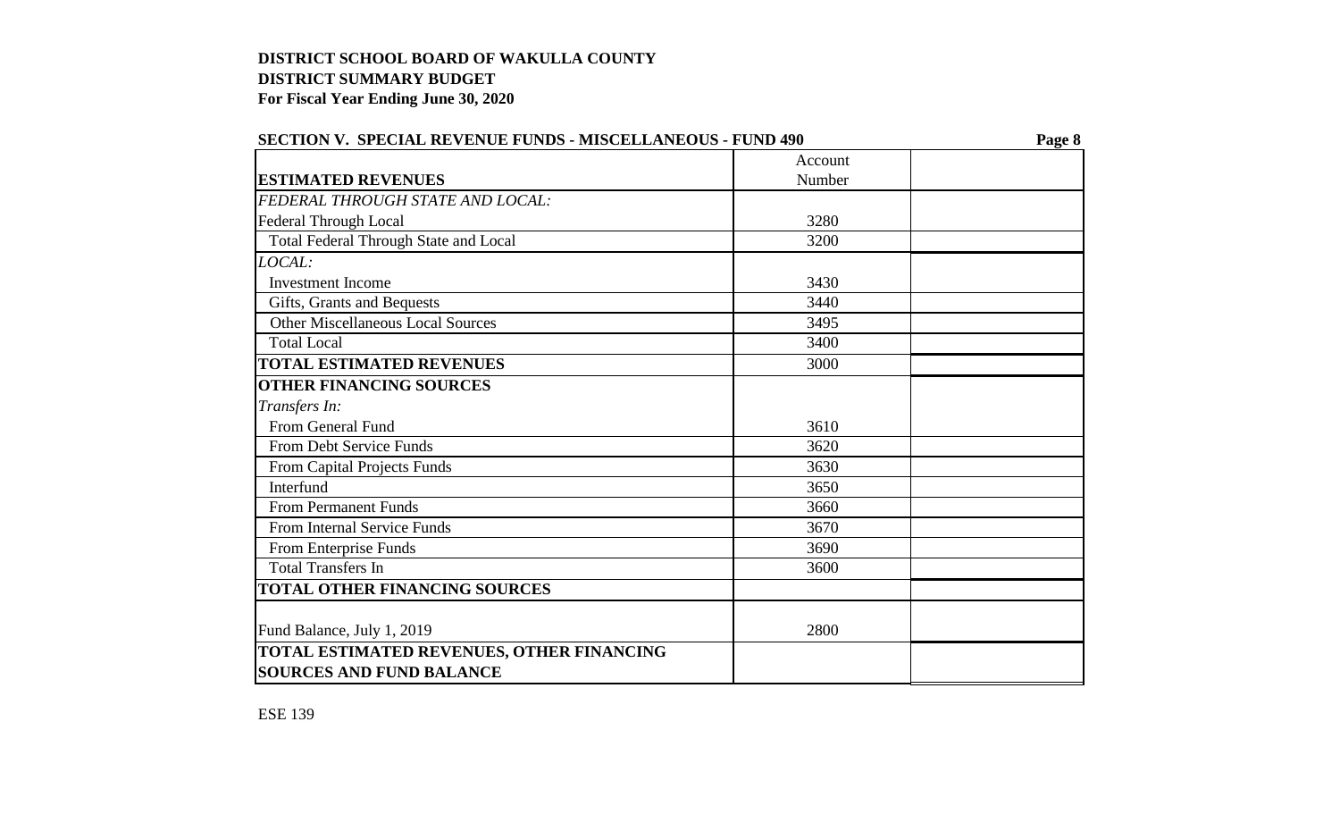**DISTRICT SCHOOL BOARD OF WAKULLA COUNTY**
**DISTRICT SUMMARY BUDGET**
**For Fiscal Year Ending June 30, 2020**

**SECTION V. SPECIAL REVENUE FUNDS - MISCELLANEOUS - FUND 490**

| **ESTIMATED REVENUES** | Account Number | |
|---|---|---|
| *FEDERAL THROUGH STATE AND LOCAL:* | | |
| Federal Through Local | 3280 | |
| Total Federal Through State and Local | 3200 | |
| *LOCAL:* | | |
| Investment Income | 3430 | |
| Gifts, Grants and Bequests | 3440 | |
| Other Miscellaneous Local Sources | 3495 | |
| Total Local | 3400 | |
| **TOTAL ESTIMATED REVENUES** | 3000 | |
| **OTHER FINANCING SOURCES** | | |
| *Transfers In:* | | |
| From General Fund | 3610 | |
| From Debt Service Funds | 3620 | |
| From Capital Projects Funds | 3630 | |
| Interfund | 3650 | |
| From Permanent Funds | 3660 | |
| From Internal Service Funds | 3670 | |
| From Enterprise Funds | 3690 | |
| Total Transfers In | 3600 | |
| **TOTAL OTHER FINANCING SOURCES** | | |
| Fund Balance, July 1, 2019 | 2800 | |
| **TOTAL ESTIMATED REVENUES, OTHER FINANCING SOURCES AND FUND BALANCE** | | |

ESE 139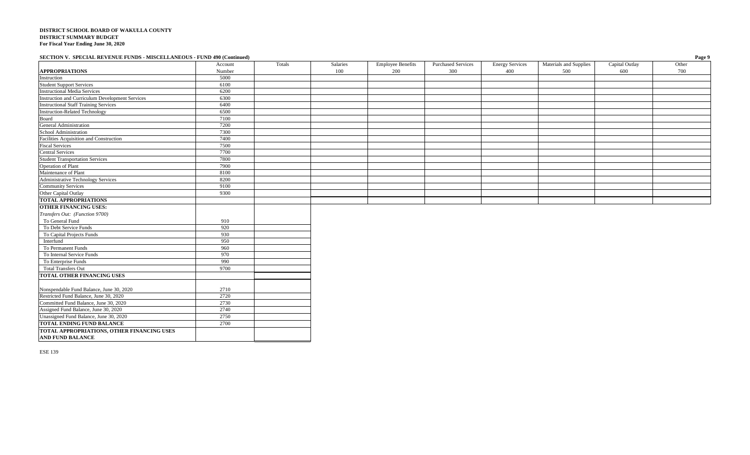**DISTRICT SCHOOL BOARD OF WAKULLA COUNTY**
**DISTRICT SUMMARY BUDGET**
**For Fiscal Year Ending June 30, 2020**

**SECTION V. SPECIAL REVENUE FUNDS - MISCELLANEOUS - FUND 490 (Continued)**

| **APPROPRIATIONS** | Account Number | Totals | Salaries 100 | Employee Benefits 200 | Purchased Services 300 | Energy Services 400 | Materials and Supplies 500 | Capital Outlay 600 | Other 700 |
|---|---|---|---|---|---|---|---|---|---|
| Instruction | 5000 | | | | | | | | |
| Student Support Services | 6100 | | | | | | | | |
| Instructional Media Services | 6200 | | | | | | | | |
| Instruction and Curriculum Development Services | 6300 | | | | | | | | |
| Instructional Staff Training Services | 6400 | | | | | | | | |
| Instruction-Related Technology | 6500 | | | | | | | | |
| Board | 7100 | | | | | | | | |
| General Administration | 7200 | | | | | | | | |
| School Administration | 7300 | | | | | | | | |
| Facilities Acquisition and Construction | 7400 | | | | | | | | |
| Fiscal Services | 7500 | | | | | | | | |
| Central Services | 7700 | | | | | | | | |
| Student Transportation Services | 7800 | | | | | | | | |
| Operation of Plant | 7900 | | | | | | | | |
| Maintenance of Plant | 8100 | | | | | | | | |
| Administrative Technology Services | 8200 | | | | | | | | |
| Community Services | 9100 | | | | | | | | |
| Other Capital Outlay | 9300 | | | | | | | | |
| **TOTAL APPROPRIATIONS** | | | | | | | | | |
| **OTHER FINANCING USES:** | | | | | | | | | |
| *Transfers Out: (Function 9700)* | | | | | | | | | |
| To General Fund | 910 | | | | | | | | |
| To Debt Service Funds | 920 | | | | | | | | |
| To Capital Projects Funds | 930 | | | | | | | | |
| Interfund | 950 | | | | | | | | |
| To Permanent Funds | 960 | | | | | | | | |
| To Internal Service Funds | 970 | | | | | | | | |
| To Enterprise Funds | 990 | | | | | | | | |
| Total Transfers Out | 9700 | | | | | | | | |
| **TOTAL OTHER FINANCING USES** | | | | | | | | | |
| Nonspendable Fund Balance, June 30, 2020 | 2710 | | | | | | | | |
| Restricted Fund Balance, June 30, 2020 | 2720 | | | | | | | | |
| Committed Fund Balance, June 30, 2020 | 2730 | | | | | | | | |
| Assigned Fund Balance, June 30, 2020 | 2740 | | | | | | | | |
| Unassigned Fund Balance, June 30, 2020 | 2750 | | | | | | | | |
| **TOTAL ENDING FUND BALANCE** | 2700 | | | | | | | | |
| **TOTAL APPROPRIATIONS, OTHER FINANCING USES AND FUND BALANCE** | | | | | | | | | |

ESE 139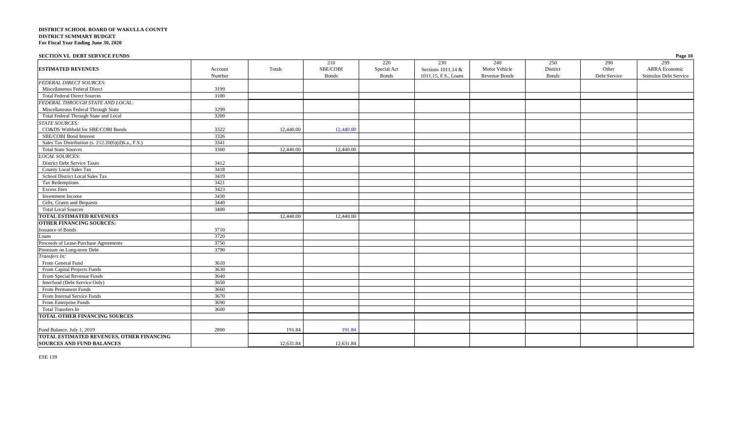**DISTRICT SCHOOL BOARD OF WAKULLA COUNTY**
**DISTRICT SUMMARY BUDGET**
**For Fiscal Year Ending June 30, 2020**

**SECTION VI. DEBT SERVICE FUNDS**

| **ESTIMATED REVENUES** | Account Number | Totals | 210 SBE/COBI Bonds | 220 Special Act Bonds | 230 Sections 1011.14 & 1011.15, F.S., Loans | 240 Motor Vehicle Revenue Bonds | 250 District Bonds | 290 Other Debt Service | 299 ARRA Economic Stimulus Debt Service |
|---|---|---|---|---|---|---|---|---|---|
| *FEDERAL DIRECT SOURCES:* | | | | | | | | | |
| Miscellaneous Federal Direct | 3199 | | | | | | | | |
| Total Federal Direct Sources | 3100 | | | | | | | | |
| *FEDERAL THROUGH STATE AND LOCAL:* | | | | | | | | | |
| Miscellaneous Federal Through State | 3299 | | | | | | | | |
| Total Federal Through State and Local | 3200 | | | | | | | | |
| *STATE SOURCES:* | | | | | | | | | |
| CO&DS Withheld for SBE/COBI Bonds | 3322 | 12,440.00 | 12,440.00 | | | | | | |
| SBE/COBI Bond Interest | 3326 | | | | | | | | |
| Sales Tax Distribution (s. 212.20(6)(d)6.a., F.S.) | 3341 | | | | | | | | |
| Total State Sources | 3300 | 12,440.00 | 12,440.00 | | | | | | |
| *LOCAL SOURCES:* | | | | | | | | | |
| District Debt Service Taxes | 3412 | | | | | | | | |
| County Local Sales Tax | 3418 | | | | | | | | |
| School District Local Sales Tax | 3419 | | | | | | | | |
| Tax Redemptions | 3421 | | | | | | | | |
| Excess Fees | 3423 | | | | | | | | |
| Investment Income | 3430 | | | | | | | | |
| Gifts, Grants and Bequests | 3440 | | | | | | | | |
| Total Local Sources | 3400 | | | | | | | | |
| **TOTAL ESTIMATED REVENUES** | | 12,440.00 | 12,440.00 | | | | | | |
| **OTHER FINANCING SOURCES:** | | | | | | | | | |
| Issuance of Bonds | 3710 | | | | | | | | |
| Loans | 3720 | | | | | | | | |
| Proceeds of Lease-Purchase Agreements | 3750 | | | | | | | | |
| Premium on Long-term Debt | 3790 | | | | | | | | |
| *Transfers In:* | | | | | | | | | |
| From General Fund | 3610 | | | | | | | | |
| From Capital Projects Funds | 3630 | | | | | | | | |
| From Special Revenue Funds | 3640 | | | | | | | | |
| Interfund (Debt Service Only) | 3650 | | | | | | | | |
| From Permanent Funds | 3660 | | | | | | | | |
| From Internal Service Funds | 3670 | | | | | | | | |
| From Enterprise Funds | 3690 | | | | | | | | |
| Total Transfers In | 3600 | | | | | | | | |
| **TOTAL OTHER FINANCING SOURCES** | | | | | | | | | |
| Fund Balance, July 1, 2019 | 2800 | 191.84 | 191.84 | | | | | | |
| **TOTAL ESTIMATED REVENUES, OTHER FINANCING SOURCES AND FUND BALANCES** | | 12,631.84 | 12,631.84 | | | | | | |

ESE 139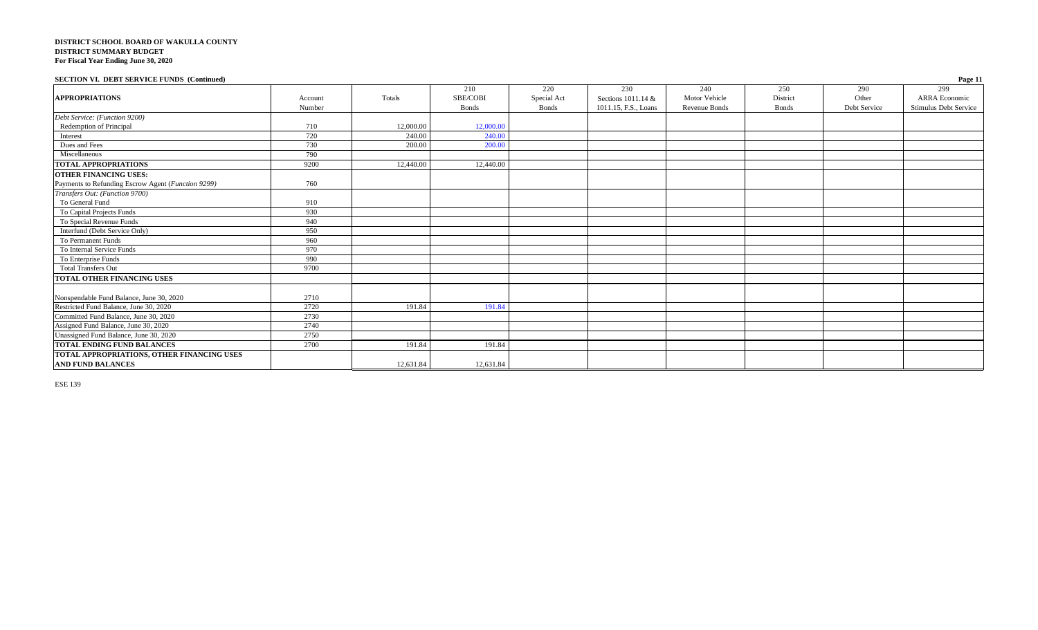**DISTRICT SCHOOL BOARD OF WAKULLA COUNTY**
**DISTRICT SUMMARY BUDGET**
**For Fiscal Year Ending June 30, 2020**

**SECTION VI. DEBT SERVICE FUNDS (Continued)**

| APPROPRIATIONS | Account Number | Totals | 210 SBE/COBI Bonds | 220 Special Act Bonds | 230 Sections 1011.14 & 1011.15, F.S., Loans | 240 Motor Vehicle Revenue Bonds | 250 District Bonds | 290 Other Debt Service | 299 ARRA Economic Stimulus Debt Service |
|---|---|---|---|---|---|---|---|---|---|
| *Debt Service: (Function 9200)* | | | | | | | | | |
| Redemption of Principal | 710 | 12,000.00 | 12,000.00 | | | | | | |
| Interest | 720 | 240.00 | 240.00 | | | | | | |
| Dues and Fees | 730 | 200.00 | 200.00 | | | | | | |
| Miscellaneous | 790 | | | | | | | | |
| **TOTAL APPROPRIATIONS** | 9200 | 12,440.00 | 12,440.00 | | | | | | |
| **OTHER FINANCING USES:** | | | | | | | | | |
| Payments to Refunding Escrow Agent (*Function 9299*) | 760 | | | | | | | | |
| *Transfers Out: (Function 9700)* | | | | | | | | | |
| To General Fund | 910 | | | | | | | | |
| To Capital Projects Funds | 930 | | | | | | | | |
| To Special Revenue Funds | 940 | | | | | | | | |
| Interfund (Debt Service Only) | 950 | | | | | | | | |
| To Permanent Funds | 960 | | | | | | | | |
| To Internal Service Funds | 970 | | | | | | | | |
| To Enterprise Funds | 990 | | | | | | | | |
| Total Transfers Out | 9700 | | | | | | | | |
| **TOTAL OTHER FINANCING USES** | | | | | | | | | |
| Nonspendable Fund Balance, June 30, 2020 | 2710 | | | | | | | | |
| Restricted Fund Balance, June 30, 2020 | 2720 | 191.84 | 191.84 | | | | | | |
| Committed Fund Balance, June 30, 2020 | 2730 | | | | | | | | |
| Assigned Fund Balance, June 30, 2020 | 2740 | | | | | | | | |
| Unassigned Fund Balance, June 30, 2020 | 2750 | | | | | | | | |
| **TOTAL ENDING FUND BALANCES** | 2700 | 191.84 | 191.84 | | | | | | |
| **TOTAL APPROPRIATIONS, OTHER FINANCING USES AND FUND BALANCES** | | 12,631.84 | 12,631.84 | | | | | | |

ESE 139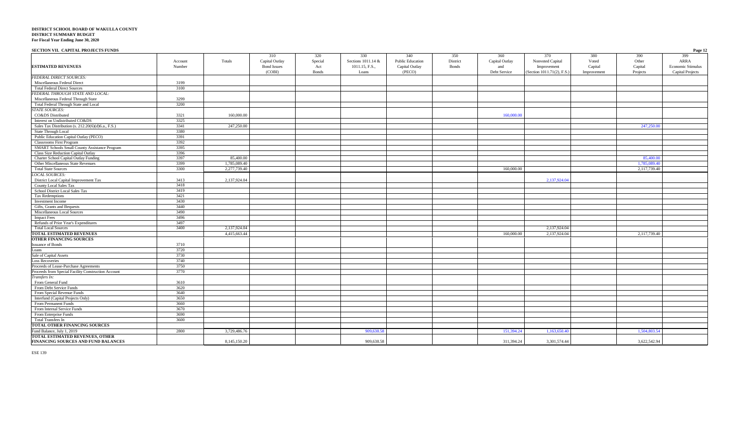**DISTRICT SCHOOL BOARD OF WAKULLA COUNTY**
**DISTRICT SUMMARY BUDGET**
**For Fiscal Year Ending June 30, 2020**

**SECTION VII. CAPITAL PROJECTS FUNDS**

| ESTIMATED REVENUES | Account Number | Totals | 310 Capital Outlay Bond Issues (COBI) | 320 Special Act Bonds | 330 Sections 1011.14 & 1011.15, F.S., Loans | 340 Public Education Capital Outlay (PECO) | 350 District Bonds | 360 Capital Outlay and Debt Service | 370 Nonvoted Capital Improvement (Section 1011.71(2), F.S.) | 380 Voted Capital Improvement | 390 Other Capital Projects | 399 ARRA Economic Stimulus Capital Projects |
|---|---|---|---|---|---|---|---|---|---|---|---|---|
| *FEDERAL DIRECT SOURCES:* | | | | | | | | | | | | |
| Miscellaneous Federal Direct | 3199 | | | | | | | | | | | |
| Total Federal Direct Sources | 3100 | | | | | | | | | | | |
| *FEDERAL THROUGH STATE AND LOCAL:* | | | | | | | | | | | | |
| Miscellaneous Federal Through State | 3299 | | | | | | | | | | | |
| Total Federal Through State and Local | 3200 | | | | | | | | | | | |
| *STATE SOURCES:* | | | | | | | | | | | | |
| CO&DS Distributed | 3321 | 160,000.00 | | | | | | 160,000.00 | | | | |
| Interest on Undistributed CO&DS | 3325 | | | | | | | | | | | |
| Sales Tax Distribution (s. 212.20(6)(d)6.a., F.S.) | 3341 | 247,250.00 | | | | | | | | | 247,250.00 | |
| State Through Local | 3380 | | | | | | | | | | | |
| Public Education Capital Outlay (PECO) | 3391 | | | | | | | | | | | |
| Classrooms First Program | 3392 | | | | | | | | | | | |
| SMART Schools Small County Assistance Program | 3395 | | | | | | | | | | | |
| Class Size Reduction Capital Outlay | 3396 | | | | | | | | | | | |
| Charter School Capital Outlay Funding | 3397 | 85,400.00 | | | | | | | | | 85,400.00 | |
| Other Miscellaneous State Revenues | 3399 | 1,785,089.40 | | | | | | | | | 1,785,089.40 | |
| Total State Sources | 3300 | 2,277,739.40 | | | | | | 160,000.00 | | | 2,117,739.40 | |
| *LOCAL SOURCES:* | | | | | | | | | | | | |
| District Local Capital Improvement Tax | 3413 | 2,137,924.04 | | | | | | | 2,137,924.04 | | | |
| County Local Sales Tax | 3418 | | | | | | | | | | | |
| School District Local Sales Tax | 3419 | | | | | | | | | | | |
| Tax Redemptions | 3421 | | | | | | | | | | | |
| Investment Income | 3430 | | | | | | | | | | | |
| Gifts, Grants and Bequests | 3440 | | | | | | | | | | | |
| Miscellaneous Local Sources | 3490 | | | | | | | | | | | |
| Impact Fees | 3496 | | | | | | | | | | | |
| Refunds of Prior Year's Expenditures | 3497 | | | | | | | | | | | |
| Total Local Sources | 3400 | 2,137,924.04 | | | | | | | 2,137,924.04 | | | |
| **TOTAL ESTIMATED REVENUES** | | 4,415,663.44 | | | | | | 160,000.00 | 2,137,924.04 | | 2,117,739.40 | |
| **OTHER FINANCING SOURCES** | | | | | | | | | | | | |
| Issuance of Bonds | 3710 | | | | | | | | | | | |
| Loans | 3720 | | | | | | | | | | | |
| Sale of Capital Assets | 3730 | | | | | | | | | | | |
| Loss Recoveries | 3740 | | | | | | | | | | | |
| Proceeds of Lease-Purchase Agreements | 3750 | | | | | | | | | | | |
| Proceeds from Special Facility Construction Account | 3770 | | | | | | | | | | | |
| *Transfers In:* | | | | | | | | | | | | |
| From General Fund | 3610 | | | | | | | | | | | |
| From Debt Service Funds | 3620 | | | | | | | | | | | |
| From Special Revenue Funds | 3640 | | | | | | | | | | | |
| Interfund (Capital Projects Only) | 3650 | | | | | | | | | | | |
| From Permanent Funds | 3660 | | | | | | | | | | | |
| From Internal Service Funds | 3670 | | | | | | | | | | | |
| From Enterprise Funds | 3690 | | | | | | | | | | | |
| Total Transfers In | 3600 | | | | | | | | | | | |
| **TOTAL OTHER FINANCING SOURCES** | | | | | | | | | | | | |
| Fund Balance, July 1, 2019 | 2800 | 3,729,486.76 | | | 909,638.58 | | | 151,394.24 | 1,163,650.40 | | 1,504,803.54 | |
| **TOTAL ESTIMATED REVENUES, OTHER FINANCING SOURCES AND FUND BALANCES** | | 8,145,150.20 | | | 909,638.58 | | | 311,394.24 | 3,301,574.44 | | 3,622,542.94 | |

ESE 139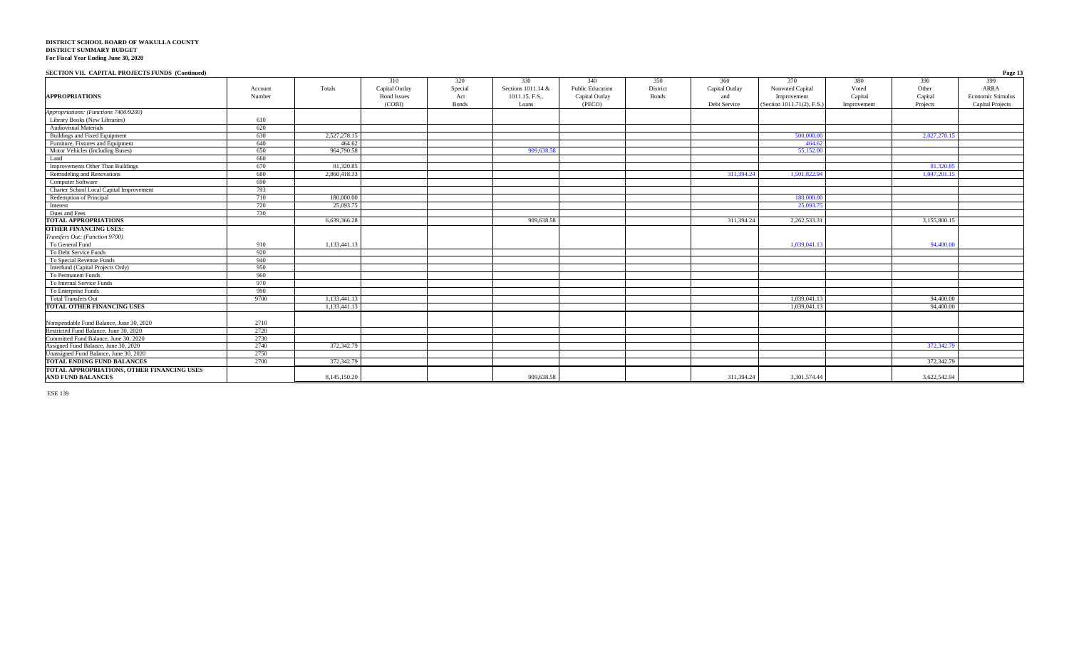**DISTRICT SCHOOL BOARD OF WAKULLA COUNTY**
**DISTRICT SUMMARY BUDGET**
**For Fiscal Year Ending June 30, 2020**

**SECTION VII. CAPITAL PROJECTS FUNDS (Continued)**

| APPROPRIATIONS | Account Number | Totals | 310 Capital Outlay Bond Issues (COBI) | 320 Special Act Bonds | 330 Sections 1011.14 & 1011.15, F.S., Loans | 340 Public Education Capital Outlay (PECO) | 350 District Bonds | 360 Capital Outlay and Debt Service | 370 Nonvoted Capital Improvement (Section 1011.71(2), F.S.) | 380 Voted Capital Improvement | 390 Other Capital Projects | 399 ARRA Economic Stimulus Capital Projects |
|---|---|---|---|---|---|---|---|---|---|---|---|---|
| *Appropriations: (Functions 7400/9200)* | | | | | | | | | | | | |
| Library Books (New Libraries) | 610 | | | | | | | | | | | |
| Audiovisual Materials | 620 | | | | | | | | | | | |
| Buildings and Fixed Equipment | 630 | 2,527,278.15 | | | | | | | 500,000.00 | | 2,027,278.15 | |
| Furniture, Fixtures and Equipment | 640 | 464.62 | | | | | | | 464.62 | | | |
| Motor Vehicles (Including Buses) | 650 | 964,790.58 | | | 909,638.58 | | | | 55,152.00 | | | |
| Land | 660 | | | | | | | | | | | |
| Improvements Other Than Buildings | 670 | 81,320.85 | | | | | | | | | 81,320.85 | |
| Remodeling and Renovations | 680 | 2,860,418.33 | | | | | | 311,394.24 | 1,501,822.94 | | 1,047,201.15 | |
| Computer Software | 690 | | | | | | | | | | | |
| Charter School Local Capital Improvement | 793 | | | | | | | | | | | |
| Redemption of Principal | 710 | 180,000.00 | | | | | | | 180,000.00 | | | |
| Interest | 720 | 25,093.75 | | | | | | | 25,093.75 | | | |
| Dues and Fees | 730 | | | | | | | | | | | |
| **TOTAL APPROPRIATIONS** | | 6,639,366.28 | | | 909,638.58 | | | 311,394.24 | 2,262,533.31 | | 3,155,800.15 | |
| **OTHER FINANCING USES:** | | | | | | | | | | | | |
| *Transfers Out: (Function 9700)* | | | | | | | | | | | | |
| To General Fund | 910 | 1,133,441.13 | | | | | | | 1,039,041.13 | | 94,400.00 | |
| To Debt Service Funds | 920 | | | | | | | | | | | |
| To Special Revenue Funds | 940 | | | | | | | | | | | |
| Interfund (Capital Projects Only) | 950 | | | | | | | | | | | |
| To Permanent Funds | 960 | | | | | | | | | | | |
| To Internal Service Funds | 970 | | | | | | | | | | | |
| To Enterprise Funds | 990 | | | | | | | | | | | |
| Total Transfers Out | 9700 | 1,133,441.13 | | | | | | | 1,039,041.13 | | 94,400.00 | |
| **TOTAL OTHER FINANCING USES** | | 1,133,441.13 | | | | | | | 1,039,041.13 | | 94,400.00 | |
| Nonspendable Fund Balance, June 30, 2020 | 2710 | | | | | | | | | | | |
| Restricted Fund Balance, June 30, 2020 | 2720 | | | | | | | | | | | |
| Committed Fund Balance, June 30, 2020 | 2730 | | | | | | | | | | | |
| Assigned Fund Balance, June 30, 2020 | 2740 | 372,342.79 | | | | | | | | | 372,342.79 | |
| Unassigned Fund Balance, June 30, 2020 | 2750 | | | | | | | | | | | |
| **TOTAL ENDING FUND BALANCES** | 2700 | 372,342.79 | | | | | | | | | 372,342.79 | |
| **TOTAL APPROPRIATIONS, OTHER FINANCING USES AND FUND BALANCES** | | 8,145,150.20 | | | 909,638.58 | | | 311,394.24 | 3,301,574.44 | | 3,622,542.94 | |

ESE 139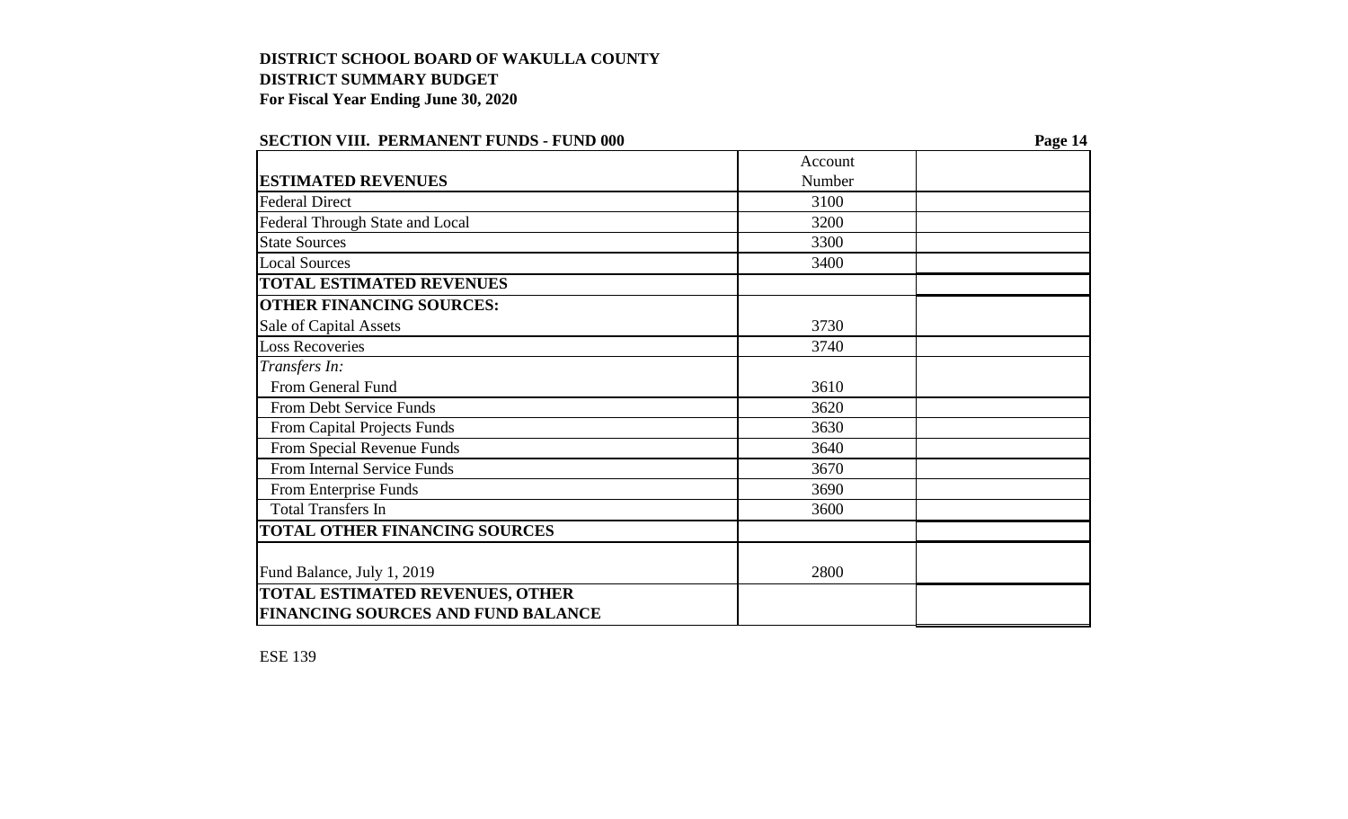**DISTRICT SCHOOL BOARD OF WAKULLA COUNTY**
**DISTRICT SUMMARY BUDGET**
**For Fiscal Year Ending June 30, 2020**

**SECTION VIII. PERMANENT FUNDS - FUND 000**

| ESTIMATED REVENUES | Account Number | |
|---|---|---|
| Federal Direct | 3100 | |
| Federal Through State and Local | 3200 | |
| State Sources | 3300 | |
| Local Sources | 3400 | |
| **TOTAL ESTIMATED REVENUES** | | |
| **OTHER FINANCING SOURCES:** | | |
| Sale of Capital Assets | 3730 | |
| Loss Recoveries | 3740 | |
| *Transfers In:* | | |
| From General Fund | 3610 | |
| From Debt Service Funds | 3620 | |
| From Capital Projects Funds | 3630 | |
| From Special Revenue Funds | 3640 | |
| From Internal Service Funds | 3670 | |
| From Enterprise Funds | 3690 | |
| Total Transfers In | 3600 | |
| **TOTAL OTHER FINANCING SOURCES** | | |
| Fund Balance, July 1, 2019 | 2800 | |
| **TOTAL ESTIMATED REVENUES, OTHER FINANCING SOURCES AND FUND BALANCE** | | |

ESE 139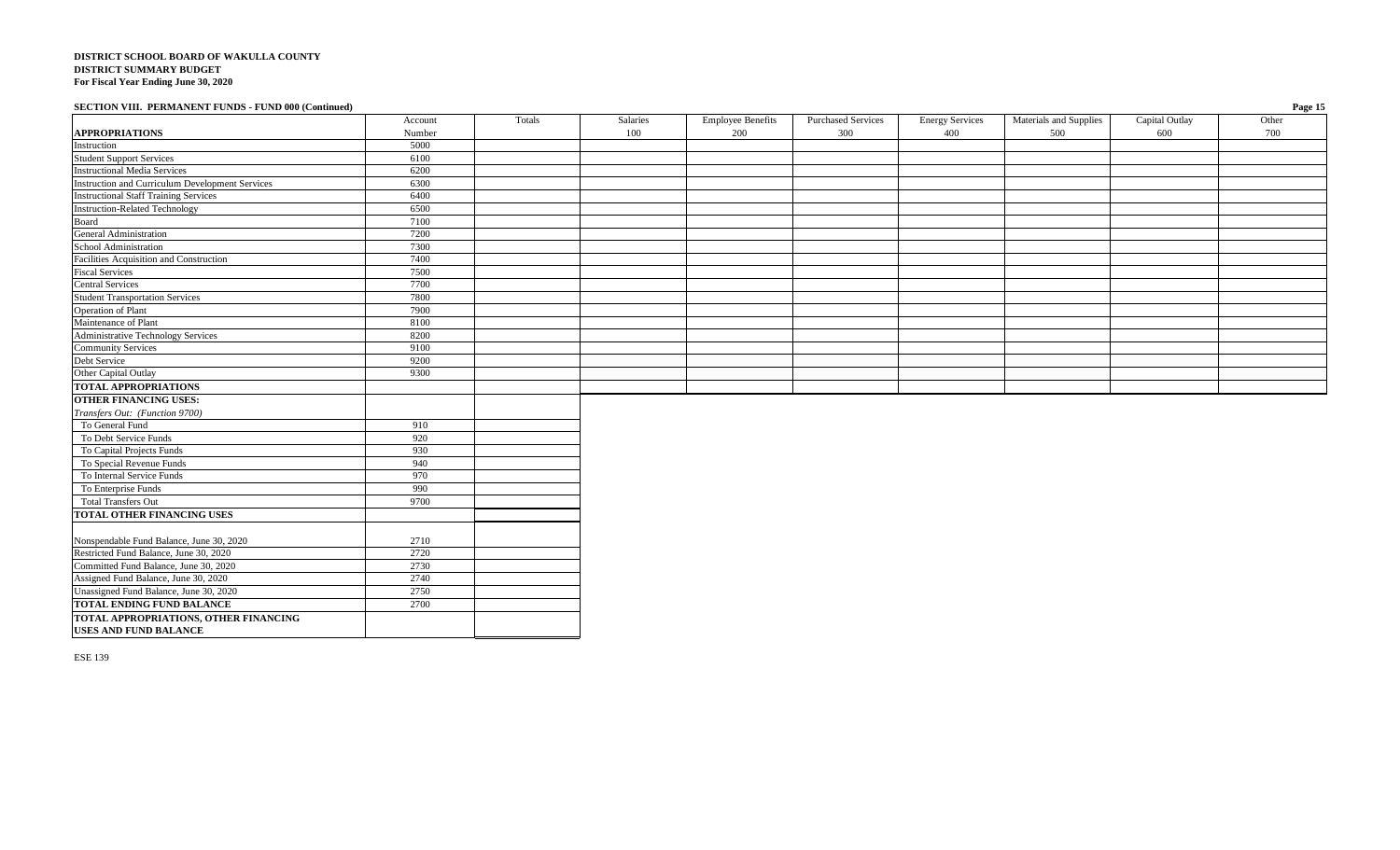**DISTRICT SCHOOL BOARD OF WAKULLA COUNTY**
**DISTRICT SUMMARY BUDGET**
**For Fiscal Year Ending June 30, 2020**

**SECTION VIII. PERMANENT FUNDS - FUND 000 (Continued)**

| **APPROPRIATIONS** | Account Number | Totals | Salaries 100 | Employee Benefits 200 | Purchased Services 300 | Energy Services 400 | Materials and Supplies 500 | Capital Outlay 600 | Other 700 |
|---|---|---|---|---|---|---|---|---|---|
| Instruction | 5000 | | | | | | | | |
| Student Support Services | 6100 | | | | | | | | |
| Instructional Media Services | 6200 | | | | | | | | |
| Instruction and Curriculum Development Services | 6300 | | | | | | | | |
| Instructional Staff Training Services | 6400 | | | | | | | | |
| Instruction-Related Technology | 6500 | | | | | | | | |
| Board | 7100 | | | | | | | | |
| General Administration | 7200 | | | | | | | | |
| School Administration | 7300 | | | | | | | | |
| Facilities Acquisition and Construction | 7400 | | | | | | | | |
| Fiscal Services | 7500 | | | | | | | | |
| Central Services | 7700 | | | | | | | | |
| Student Transportation Services | 7800 | | | | | | | | |
| Operation of Plant | 7900 | | | | | | | | |
| Maintenance of Plant | 8100 | | | | | | | | |
| Administrative Technology Services | 8200 | | | | | | | | |
| Community Services | 9100 | | | | | | | | |
| Debt Service | 9200 | | | | | | | | |
| Other Capital Outlay | 9300 | | | | | | | | |
| **TOTAL APPROPRIATIONS** | | | | | | | | | |

| | Account Number | Totals |
|---|---|---|
| **OTHER FINANCING USES:** | | |
| *Transfers Out: (Function 9700)* | | |
| To General Fund | 910 | |
| To Debt Service Funds | 920 | |
| To Capital Projects Funds | 930 | |
| To Special Revenue Funds | 940 | |
| To Internal Service Funds | 970 | |
| To Enterprise Funds | 990 | |
| Total Transfers Out | 9700 | |
| **TOTAL OTHER FINANCING USES** | | |
| Nonspendable Fund Balance, June 30, 2020 | 2710 | |
| Restricted Fund Balance, June 30, 2020 | 2720 | |
| Committed Fund Balance, June 30, 2020 | 2730 | |
| Assigned Fund Balance, June 30, 2020 | 2740 | |
| Unassigned Fund Balance, June 30, 2020 | 2750 | |
| **TOTAL ENDING FUND BALANCE** | 2700 | |
| **TOTAL APPROPRIATIONS, OTHER FINANCING USES AND FUND BALANCE** | | |

ESE 139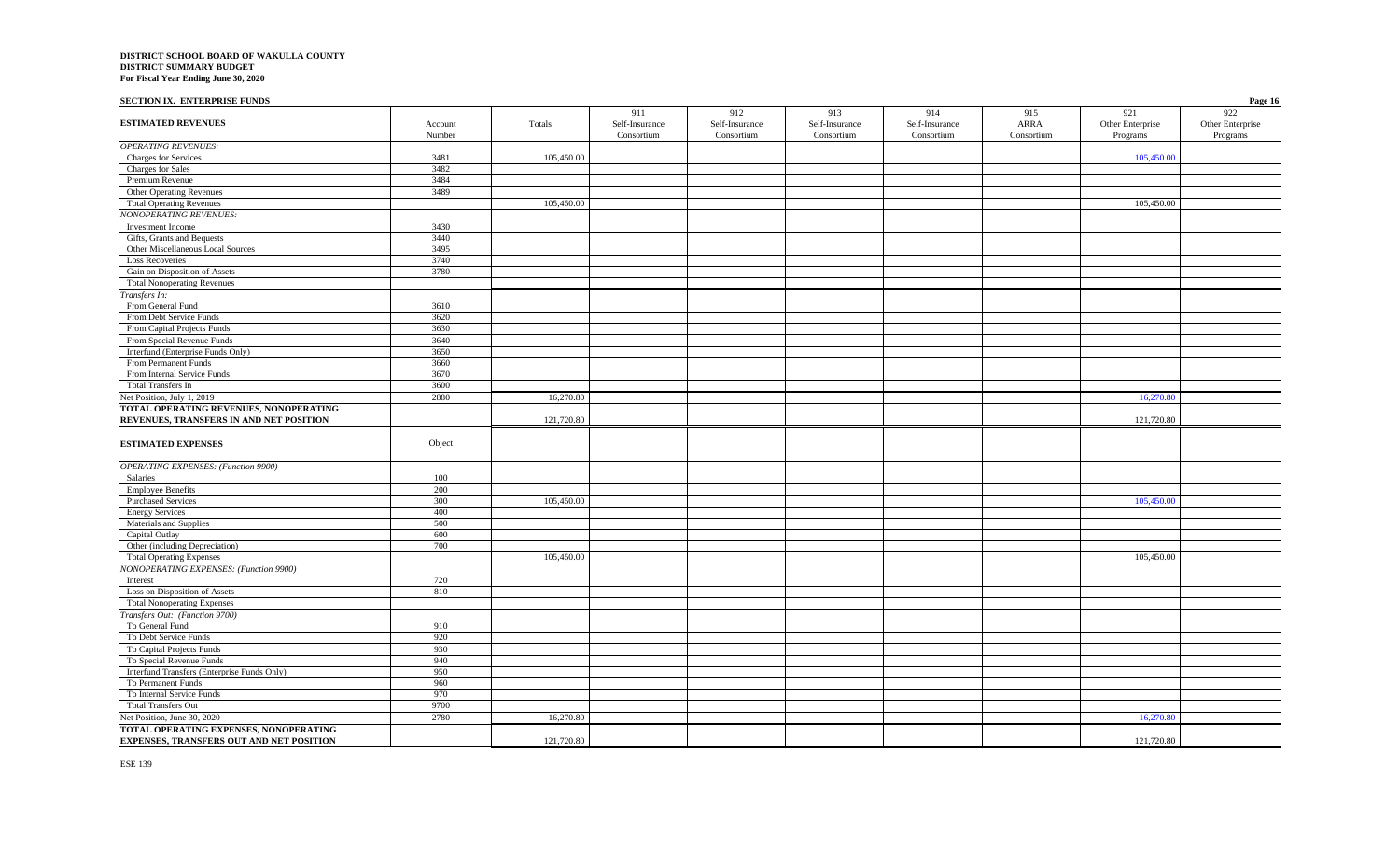**DISTRICT SCHOOL BOARD OF WAKULLA COUNTY**
**DISTRICT SUMMARY BUDGET**
**For Fiscal Year Ending June 30, 2020**

**SECTION IX. ENTERPRISE FUNDS**

| ESTIMATED REVENUES | Account Number | Totals | 911 Self-Insurance Consortium | 912 Self-Insurance Consortium | 913 Self-Insurance Consortium | 914 Self-Insurance Consortium | 915 ARRA Consortium | 921 Other Enterprise Programs | 922 Other Enterprise Programs |
|---|---|---|---|---|---|---|---|---|---|
| *OPERATING REVENUES:* | | | | | | | | | |
| Charges for Services | 3481 | 105,450.00 | | | | | | 105,450.00 | |
| Charges for Sales | 3482 | | | | | | | | |
| Premium Revenue | 3484 | | | | | | | | |
| Other Operating Revenues | 3489 | | | | | | | | |
| Total Operating Revenues | | 105,450.00 | | | | | | 105,450.00 | |
| *NONOPERATING REVENUES:* | | | | | | | | | |
| Investment Income | 3430 | | | | | | | | |
| Gifts, Grants and Bequests | 3440 | | | | | | | | |
| Other Miscellaneous Local Sources | 3495 | | | | | | | | |
| Loss Recoveries | 3740 | | | | | | | | |
| Gain on Disposition of Assets | 3780 | | | | | | | | |
| Total Nonoperating Revenues | | | | | | | | | |
| *Transfers In:* | | | | | | | | | |
| From General Fund | 3610 | | | | | | | | |
| From Debt Service Funds | 3620 | | | | | | | | |
| From Capital Projects Funds | 3630 | | | | | | | | |
| From Special Revenue Funds | 3640 | | | | | | | | |
| Interfund (Enterprise Funds Only) | 3650 | | | | | | | | |
| From Permanent Funds | 3660 | | | | | | | | |
| From Internal Service Funds | 3670 | | | | | | | | |
| Total Transfers In | 3600 | | | | | | | | |
| Net Position, July 1, 2019 | 2880 | 16,270.80 | | | | | | 16,270.80 | |
| **TOTAL OPERATING REVENUES, NONOPERATING REVENUES, TRANSFERS IN AND NET POSITION** | | 121,720.80 | | | | | | 121,720.80 | |
| **ESTIMATED EXPENSES** | Object | | | | | | | | |
| *OPERATING EXPENSES: (Function 9900)* | | | | | | | | | |
| Salaries | 100 | | | | | | | | |
| Employee Benefits | 200 | | | | | | | | |
| Purchased Services | 300 | 105,450.00 | | | | | | 105,450.00 | |
| Energy Services | 400 | | | | | | | | |
| Materials and Supplies | 500 | | | | | | | | |
| Capital Outlay | 600 | | | | | | | | |
| Other (including Depreciation) | 700 | | | | | | | | |
| Total Operating Expenses | | 105,450.00 | | | | | | 105,450.00 | |
| *NONOPERATING EXPENSES: (Function 9900)* | | | | | | | | | |
| Interest | 720 | | | | | | | | |
| Loss on Disposition of Assets | 810 | | | | | | | | |
| Total Nonoperating Expenses | | | | | | | | | |
| *Transfers Out: (Function 9700)* | | | | | | | | | |
| To General Fund | 910 | | | | | | | | |
| To Debt Service Funds | 920 | | | | | | | | |
| To Capital Projects Funds | 930 | | | | | | | | |
| To Special Revenue Funds | 940 | | | | | | | | |
| Interfund Transfers (Enterprise Funds Only) | 950 | | | | | | | | |
| To Permanent Funds | 960 | | | | | | | | |
| To Internal Service Funds | 970 | | | | | | | | |
| Total Transfers Out | 9700 | | | | | | | | |
| Net Position, June 30, 2020 | 2780 | 16,270.80 | | | | | | 16,270.80 | |
| **TOTAL OPERATING EXPENSES, NONOPERATING EXPENSES, TRANSFERS OUT AND NET POSITION** | | 121,720.80 | | | | | | 121,720.80 | |

ESE 139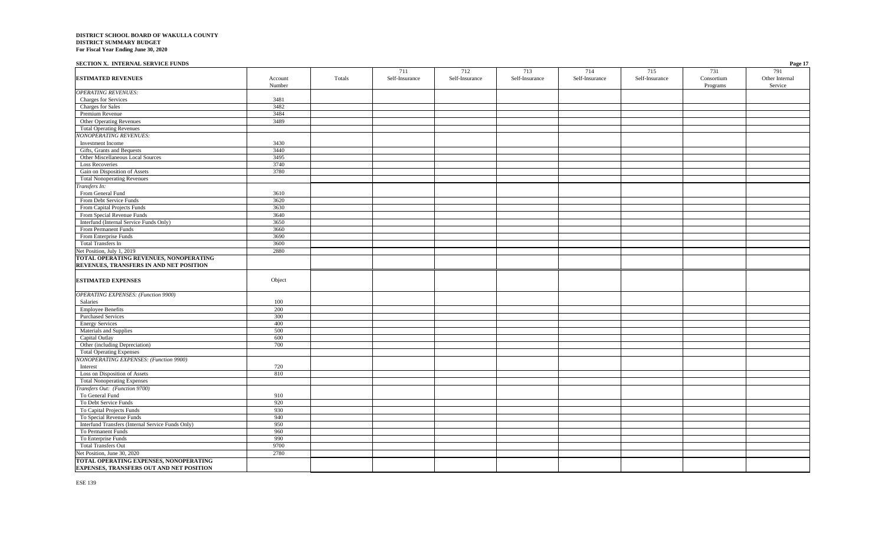**DISTRICT SCHOOL BOARD OF WAKULLA COUNTY**
**DISTRICT SUMMARY BUDGET**
**For Fiscal Year Ending June 30, 2020**

**SECTION X. INTERNAL SERVICE FUNDS**

| ESTIMATED REVENUES | Account Number | Totals | 711 Self-Insurance | 712 Self-Insurance | 713 Self-Insurance | 714 Self-Insurance | 715 Self-Insurance | 731 Consortium Programs | 791 Other Internal Service |
|---|---|---|---|---|---|---|---|---|---|
| *OPERATING REVENUES:* | | | | | | | | | |
| Charges for Services | 3481 | | | | | | | | |
| Charges for Sales | 3482 | | | | | | | | |
| Premium Revenue | 3484 | | | | | | | | |
| Other Operating Revenues | 3489 | | | | | | | | |
| Total Operating Revenues | | | | | | | | | |
| *NONOPERATING REVENUES:* | | | | | | | | | |
| Investment Income | 3430 | | | | | | | | |
| Gifts, Grants and Bequests | 3440 | | | | | | | | |
| Other Miscellaneous Local Sources | 3495 | | | | | | | | |
| Loss Recoveries | 3740 | | | | | | | | |
| Gain on Disposition of Assets | 3780 | | | | | | | | |
| Total Nonoperating Revenues | | | | | | | | | |
| *Transfers In:* | | | | | | | | | |
| From General Fund | 3610 | | | | | | | | |
| From Debt Service Funds | 3620 | | | | | | | | |
| From Capital Projects Funds | 3630 | | | | | | | | |
| From Special Revenue Funds | 3640 | | | | | | | | |
| Interfund (Internal Service Funds Only) | 3650 | | | | | | | | |
| From Permanent Funds | 3660 | | | | | | | | |
| From Enterprise Funds | 3690 | | | | | | | | |
| Total Transfers In | 3600 | | | | | | | | |
| Net Position, July 1, 2019 | 2880 | | | | | | | | |
| **TOTAL OPERATING REVENUES, NONOPERATING REVENUES, TRANSFERS IN AND NET POSITION** | | | | | | | | | |
| **ESTIMATED EXPENSES** | Object | | | | | | | | |
| *OPERATING EXPENSES: (Function 9900)* | | | | | | | | | |
| Salaries | 100 | | | | | | | | |
| Employee Benefits | 200 | | | | | | | | |
| Purchased Services | 300 | | | | | | | | |
| Energy Services | 400 | | | | | | | | |
| Materials and Supplies | 500 | | | | | | | | |
| Capital Outlay | 600 | | | | | | | | |
| Other (including Depreciation) | 700 | | | | | | | | |
| Total Operating Expenses | | | | | | | | | |
| *NONOPERATING EXPENSES: (Function 9900)* | | | | | | | | | |
| Interest | 720 | | | | | | | | |
| Loss on Disposition of Assets | 810 | | | | | | | | |
| Total Nonoperating Expenses | | | | | | | | | |
| *Transfers Out: (Function 9700)* | | | | | | | | | |
| To General Fund | 910 | | | | | | | | |
| To Debt Service Funds | 920 | | | | | | | | |
| To Capital Projects Funds | 930 | | | | | | | | |
| To Special Revenue Funds | 940 | | | | | | | | |
| Interfund Transfers (Internal Service Funds Only) | 950 | | | | | | | | |
| To Permanent Funds | 960 | | | | | | | | |
| To Enterprise Funds | 990 | | | | | | | | |
| Total Transfers Out | 9700 | | | | | | | | |
| Net Position, June 30, 2020 | 2780 | | | | | | | | |
| **TOTAL OPERATING EXPENSES, NONOPERATING EXPENSES, TRANSFERS OUT AND NET POSITION** | | | | | | | | | |

ESE 139